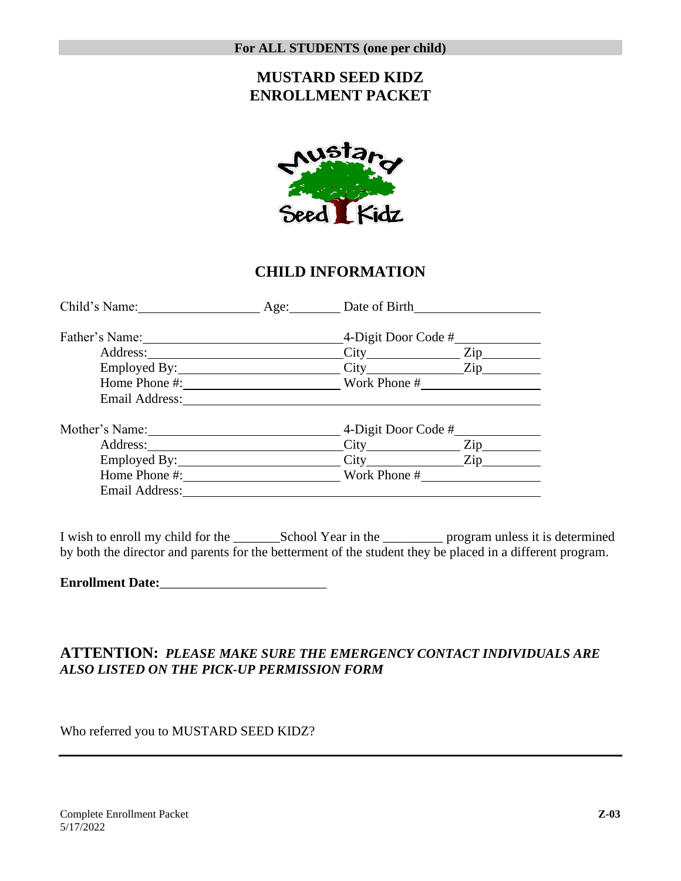**For ALL STUDENTS (one per child)**

# MUSTARD SEED KIDZ
# ENROLLMENT PACKET

## CHILD INFORMATION

Child's Name:__________________ Age:________ Date of Birth__________________

Father's Name:____________________________ 4-Digit Door Code #____________

Address:____________________________ City______________ Zip________

Employed By:________________________ City______________ Zip________

Home Phone #:______________________ Work Phone #__________________

Email Address:__________________________________________________

Mother's Name:____________________________ 4-Digit Door Code #____________

Address:____________________________ City______________ Zip________

Employed By:________________________ City______________ Zip________

Home Phone #:______________________ Work Phone #__________________

Email Address:__________________________________________________

I wish to enroll my child for the _______School Year in the _________ program unless it is determined by both the director and parents for the betterment of the student they be placed in a different program.

**Enrollment Date:**_________________________

**ATTENTION:** ***PLEASE MAKE SURE THE EMERGENCY CONTACT INDIVIDUALS ARE ALSO LISTED ON THE PICK-UP PERMISSION FORM***

Who referred you to MUSTARD SEED KIDZ?

Complete Enrollment Packet
5/17/2022

**Z-03**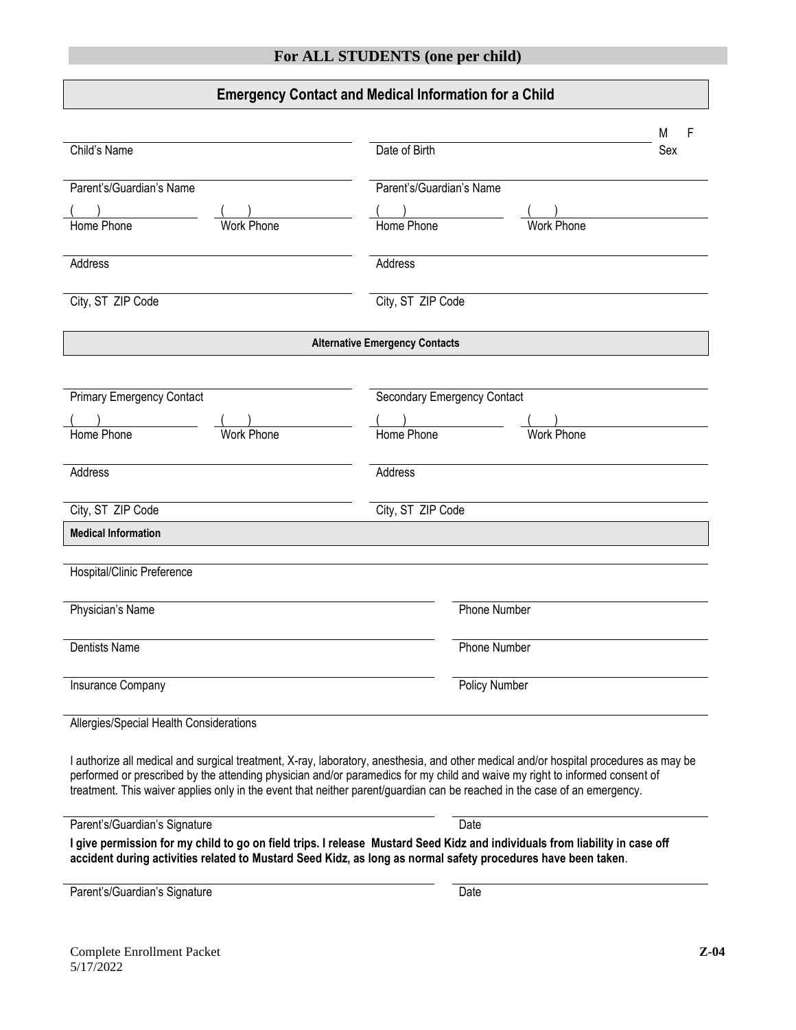## For ALL STUDENTS (one per child)

### Emergency Contact and Medical Information for a Child

| | |
|---|---|
| Child's Name | Date of Birth &nbsp;&nbsp;&nbsp;&nbsp; Sex: M F |
| Parent's/Guardian's Name | Parent's/Guardian's Name |
| Home Phone ( ) &nbsp;&nbsp; Work Phone ( ) | Home Phone ( ) &nbsp;&nbsp; Work Phone ( ) |
| Address | Address |
| City, ST ZIP Code | City, ST ZIP Code |

**Alternative Emergency Contacts**

| | |
|---|---|
| Primary Emergency Contact | Secondary Emergency Contact |
| Home Phone ( ) &nbsp;&nbsp; Work Phone ( ) | Home Phone ( ) &nbsp;&nbsp; Work Phone ( ) |
| Address | Address |
| City, ST ZIP Code | City, ST ZIP Code |

**Medical Information**

Hospital/Clinic Preference

| | |
|---|---|
| Physician's Name | Phone Number |
| Dentists Name | Phone Number |
| Insurance Company | Policy Number |

Allergies/Special Health Considerations

I authorize all medical and surgical treatment, X-ray, laboratory, anesthesia, and other medical and/or hospital procedures as may be performed or prescribed by the attending physician and/or paramedics for my child and waive my right to informed consent of treatment. This waiver applies only in the event that neither parent/guardian can be reached in the case of an emergency.

| | |
|---|---|
| Parent's/Guardian's Signature | Date |

**I give permission for my child to go on field trips. I release Mustard Seed Kidz and individuals from liability in case off accident during activities related to Mustard Seed Kidz, as long as normal safety procedures have been taken**.

| | |
|---|---|
| Parent's/Guardian's Signature | Date |

Complete Enrollment Packet
5/17/2022

**Z-04**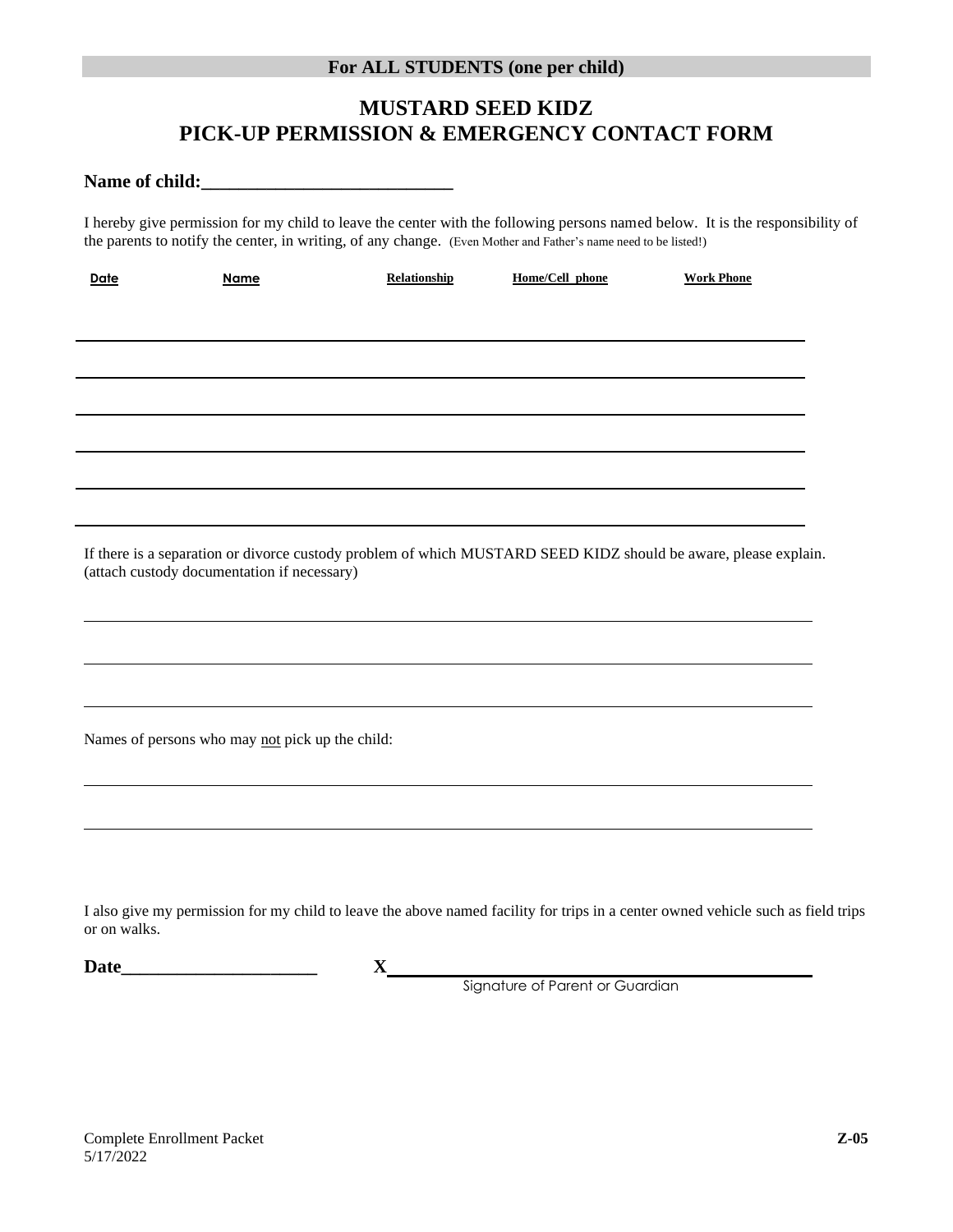**For ALL STUDENTS (one per child)**

# MUSTARD SEED KIDZ
# PICK-UP PERMISSION & EMERGENCY CONTACT FORM

**Name of child:**___________________________

I hereby give permission for my child to leave the center with the following persons named below. It is the responsibility of the parents to notify the center, in writing, of any change. (Even Mother and Father's name need to be listed!)

| Date | Name | Relationship | Home/Cell phone | Work Phone |
|---|---|---|---|---|
| | | | | |
| | | | | |
| | | | | |
| | | | | |
| | | | | |
| | | | | |

If there is a separation or divorce custody problem of which MUSTARD SEED KIDZ should be aware, please explain. (attach custody documentation if necessary)

______________________________________________________________________

______________________________________________________________________

______________________________________________________________________

Names of persons who may not pick up the child:

______________________________________________________________________

______________________________________________________________________

I also give my permission for my child to leave the above named facility for trips in a center owned vehicle such as field trips or on walks.

**Date**_____________________ **X**_______________________________________
Signature of Parent or Guardian

Complete Enrollment Packet **Z-05**
5/17/2022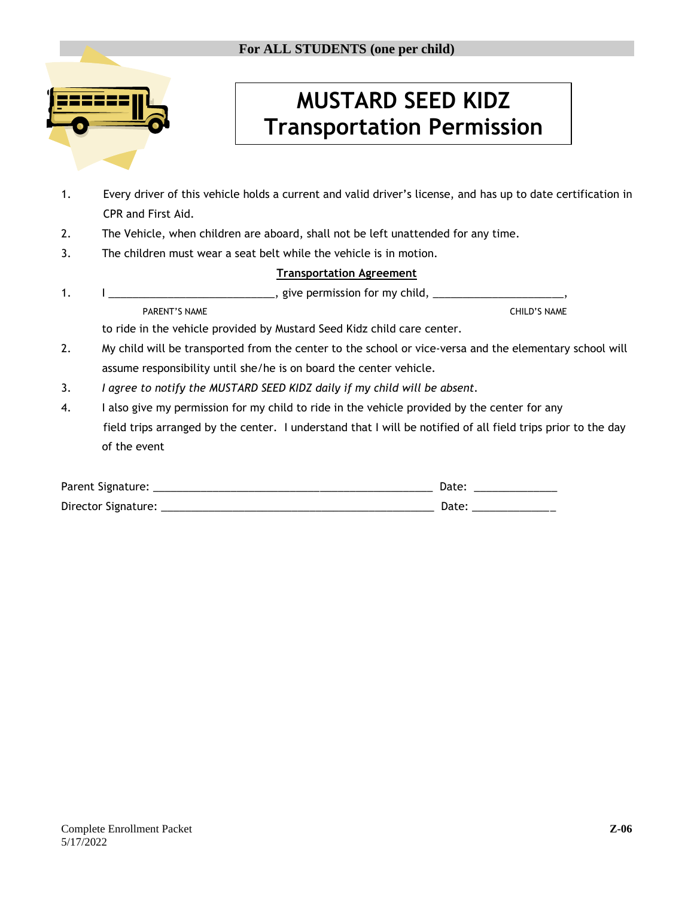**For ALL STUDENTS (one per child)**

# MUSTARD SEED KIDZ Transportation Permission

1. Every driver of this vehicle holds a current and valid driver's license, and has up to date certification in CPR and First Aid.
2. The Vehicle, when children are aboard, shall not be left unattended for any time.
3. The children must wear a seat belt while the vehicle is in motion.

**Transportation Agreement**

1. I ____________________________, give permission for my child, ______________________,
   PARENT'S NAME CHILD'S NAME
   to ride in the vehicle provided by Mustard Seed Kidz child care center.
2. My child will be transported from the center to the school or vice-versa and the elementary school will assume responsibility until she/he is on board the center vehicle.
3. *I agree to notify the MUSTARD SEED KIDZ daily if my child will be absent.*
4. I also give my permission for my child to ride in the vehicle provided by the center for any field trips arranged by the center. I understand that I will be notified of all field trips prior to the day of the event

Parent Signature: _______________________________________________ Date: ______________

Director Signature: ______________________________________________ Date: ______________

Complete Enrollment Packet
5/17/2022

**Z-06**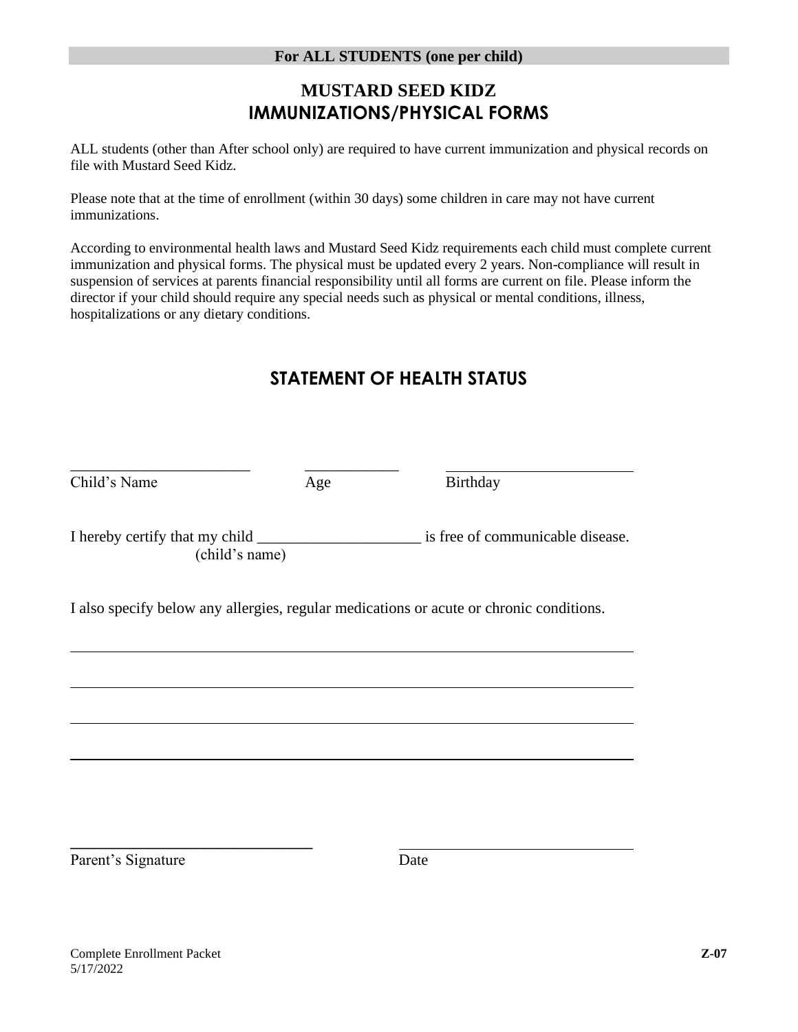**For ALL STUDENTS (one per child)**

# MUSTARD SEED KIDZ
# IMMUNIZATIONS/PHYSICAL FORMS

ALL students (other than After school only) are required to have current immunization and physical records on file with Mustard Seed Kidz.

Please note that at the time of enrollment (within 30 days) some children in care may not have current immunizations.

According to environmental health laws and Mustard Seed Kidz requirements each child must complete current immunization and physical forms. The physical must be updated every 2 years. Non-compliance will result in suspension of services at parents financial responsibility until all forms are current on file. Please inform the director if your child should require any special needs such as physical or mental conditions, illness, hospitalizations or any dietary conditions.

## STATEMENT OF HEALTH STATUS

_______________________ ____________ ________________________
Child's Name Age Birthday

I hereby certify that my child ____________________ is free of communicable disease.
(child's name)

I also specify below any allergies, regular medications or acute or chronic conditions.

________________________________________________________________________

________________________________________________________________________

________________________________________________________________________

________________________________________________________________________

______________________________ ______________________________
Parent's Signature Date

Complete Enrollment Packet
5/17/2022

**Z-07**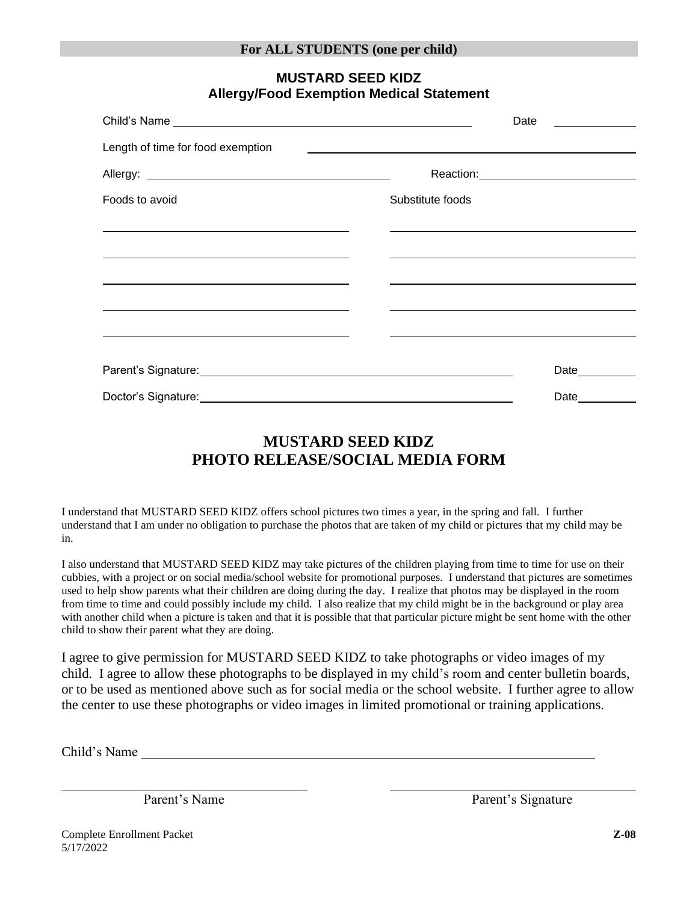**For ALL STUDENTS (one per child)**

## MUSTARD SEED KIDZ
## Allergy/Food Exemption Medical Statement

Child's Name ______________________________ Date __________

Length of time for food exemption ______________________________

Allergy: ______________________________ Reaction: ______________________________

| Foods to avoid | Substitute foods |
| --- | --- |
| | |
| | |
| | |
| | |
| | |

Parent's Signature: ______________________________ Date __________

Doctor's Signature: ______________________________ Date __________

## MUSTARD SEED KIDZ
## PHOTO RELEASE/SOCIAL MEDIA FORM

I understand that MUSTARD SEED KIDZ offers school pictures two times a year, in the spring and fall. I further understand that I am under no obligation to purchase the photos that are taken of my child or pictures that my child may be in.

I also understand that MUSTARD SEED KIDZ may take pictures of the children playing from time to time for use on their cubbies, with a project or on social media/school website for promotional purposes. I understand that pictures are sometimes used to help show parents what their children are doing during the day. I realize that photos may be displayed in the room from time to time and could possibly include my child. I also realize that my child might be in the background or play area with another child when a picture is taken and that it is possible that that particular picture might be sent home with the other child to show their parent what they are doing.

I agree to give permission for MUSTARD SEED KIDZ to take photographs or video images of my child. I agree to allow these photographs to be displayed in my child's room and center bulletin boards, or to be used as mentioned above such as for social media or the school website. I further agree to allow the center to use these photographs or video images in limited promotional or training applications.

Child's Name ______________________________

______________________________ ______________________________
Parent's Name Parent's Signature

Complete Enrollment Packet
5/17/2022

**Z-08**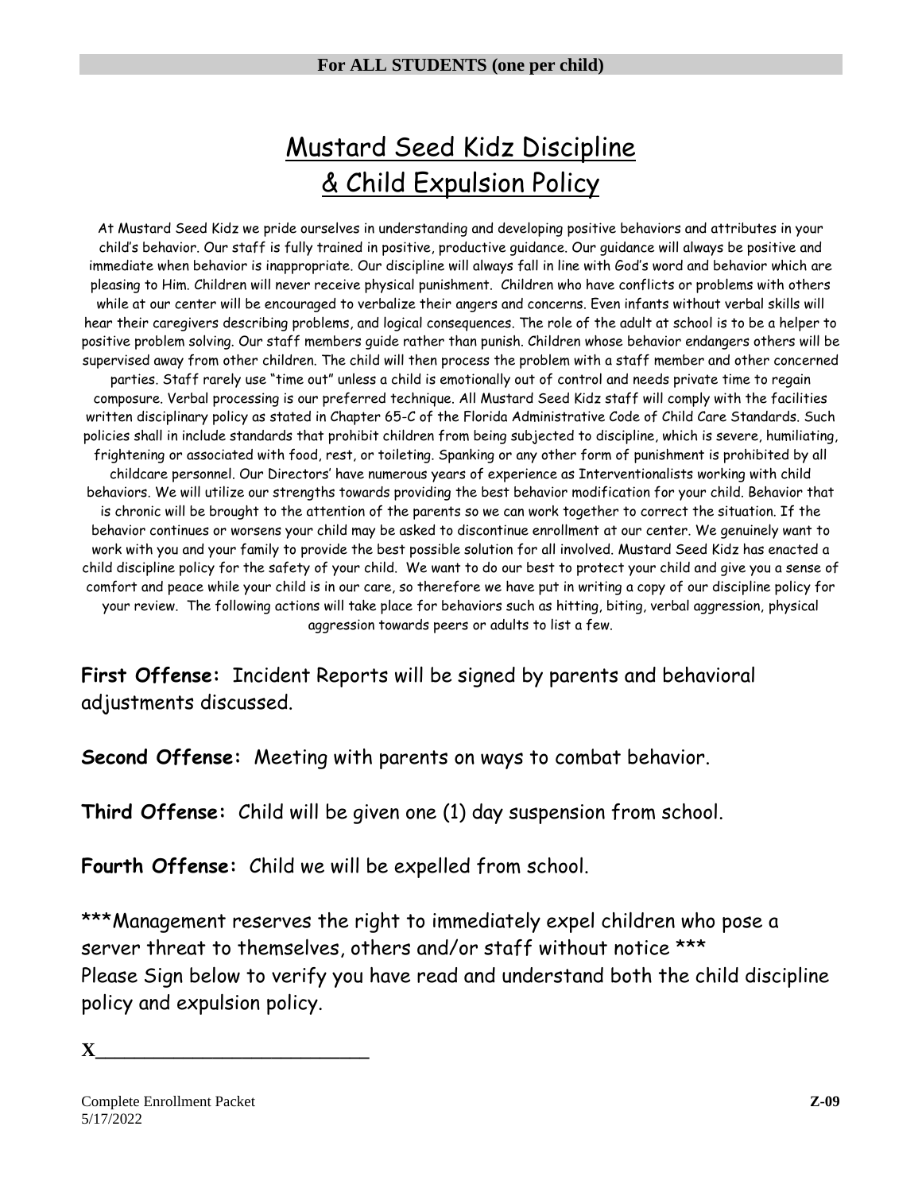**For ALL STUDENTS (one per child)**

# Mustard Seed Kidz Discipline & Child Expulsion Policy

At Mustard Seed Kidz we pride ourselves in understanding and developing positive behaviors and attributes in your child's behavior. Our staff is fully trained in positive, productive guidance. Our guidance will always be positive and immediate when behavior is inappropriate. Our discipline will always fall in line with God's word and behavior which are pleasing to Him. Children will never receive physical punishment. Children who have conflicts or problems with others while at our center will be encouraged to verbalize their angers and concerns. Even infants without verbal skills will hear their caregivers describing problems, and logical consequences. The role of the adult at school is to be a helper to positive problem solving. Our staff members guide rather than punish. Children whose behavior endangers others will be supervised away from other children. The child will then process the problem with a staff member and other concerned parties. Staff rarely use "time out" unless a child is emotionally out of control and needs private time to regain composure. Verbal processing is our preferred technique. All Mustard Seed Kidz staff will comply with the facilities written disciplinary policy as stated in Chapter 65-C of the Florida Administrative Code of Child Care Standards. Such policies shall in include standards that prohibit children from being subjected to discipline, which is severe, humiliating, frightening or associated with food, rest, or toileting. Spanking or any other form of punishment is prohibited by all childcare personnel. Our Directors' have numerous years of experience as Interventionalists working with child behaviors. We will utilize our strengths towards providing the best behavior modification for your child. Behavior that is chronic will be brought to the attention of the parents so we can work together to correct the situation. If the behavior continues or worsens your child may be asked to discontinue enrollment at our center. We genuinely want to work with you and your family to provide the best possible solution for all involved. Mustard Seed Kidz has enacted a child discipline policy for the safety of your child. We want to do our best to protect your child and give you a sense of comfort and peace while your child is in our care, so therefore we have put in writing a copy of our discipline policy for your review. The following actions will take place for behaviors such as hitting, biting, verbal aggression, physical aggression towards peers or adults to list a few.

**First Offense:** Incident Reports will be signed by parents and behavioral adjustments discussed.

**Second Offense:** Meeting with parents on ways to combat behavior.

**Third Offense:** Child will be given one (1) day suspension from school.

**Fourth Offense:** Child we will be expelled from school.

***Management reserves the right to immediately expel children who pose a server threat to themselves, others and/or staff without notice ***
Please Sign below to verify you have read and understand both the child discipline policy and expulsion policy.

X_________________________

Complete Enrollment Packet
5/17/2022

Z-09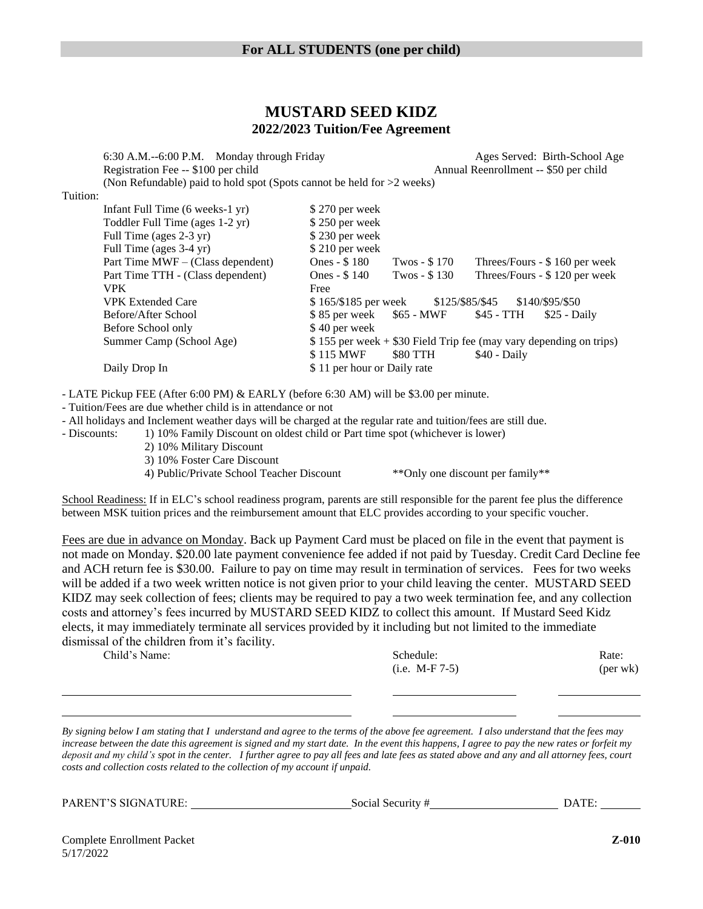**For ALL STUDENTS (one per child)**

# MUSTARD SEED KIDZ

## 2022/2023 Tuition/Fee Agreement

6:30 A.M.--6:00 P.M. Monday through Friday — Ages Served: Birth-School Age

Registration Fee -- $100 per child — Annual Reenrollment -- $50 per child

(Non Refundable) paid to hold spot (Spots cannot be held for >2 weeks)

Tuition:

| | | | | |
|---|---|---|---|---|
| Infant Full Time (6 weeks-1 yr) | $ 270 per week | | | |
| Toddler Full Time (ages 1-2 yr) | $ 250 per week | | | |
| Full Time (ages 2-3 yr) | $ 230 per week | | | |
| Full Time (ages 3-4 yr) | $ 210 per week | | | |
| Part Time MWF – (Class dependent) | Ones - $ 180 | Twos - $ 170 | Threes/Fours - $ 160 per week | |
| Part Time TTH - (Class dependent) | Ones - $ 140 | Twos - $ 130 | Threes/Fours - $ 120 per week | |
| VPK | Free | | | |
| VPK Extended Care | $ 165/$185 per week | $125/$85/$45 | $140/$95/$50 | |
| Before/After School | $ 85 per week | $65 - MWF | $45 - TTH | $25 - Daily |
| Before School only | $ 40 per week | | | |
| Summer Camp (School Age) | $ 155 per week + $30 Field Trip fee (may vary depending on trips) | | | |
| | $ 115 MWF | $80 TTH | $40 - Daily | |
| Daily Drop In | $ 11 per hour or Daily rate | | | |

- LATE Pickup FEE (After 6:00 PM) & EARLY (before 6:30 AM) will be $3.00 per minute.
- Tuition/Fees are due whether child is in attendance or not
- All holidays and Inclement weather days will be charged at the regular rate and tuition/fees are still due.
- Discounts:
  1) 10% Family Discount on oldest child or Part time spot (whichever is lower)
  2) 10% Military Discount
  3) 10% Foster Care Discount
  4) Public/Private School Teacher Discount — **Only one discount per family**

School Readiness: If in ELC's school readiness program, parents are still responsible for the parent fee plus the difference between MSK tuition prices and the reimbursement amount that ELC provides according to your specific voucher.

Fees are due in advance on Monday. Back up Payment Card must be placed on file in the event that payment is not made on Monday. $20.00 late payment convenience fee added if not paid by Tuesday. Credit Card Decline fee and ACH return fee is $30.00. Failure to pay on time may result in termination of services. Fees for two weeks will be added if a two week written notice is not given prior to your child leaving the center. MUSTARD SEED KIDZ may seek collection of fees; clients may be required to pay a two week termination fee, and any collection costs and attorney's fees incurred by MUSTARD SEED KIDZ to collect this amount. If Mustard Seed Kidz elects, it may immediately terminate all services provided by it including but not limited to the immediate dismissal of the children from it's facility.

| Child's Name: | Schedule: (i.e. M-F 7-5) | Rate: (per wk) |
|---|---|---|
| | | |
| | | |

*By signing below I am stating that I understand and agree to the terms of the above fee agreement. I also understand that the fees may increase between the date this agreement is signed and my start date. In the event this happens, I agree to pay the new rates or forfeit my deposit and my child's spot in the center. I further agree to pay all fees and late fees as stated above and any and all attorney fees, court costs and collection costs related to the collection of my account if unpaid.*

PARENT'S SIGNATURE: ____________________ Social Security # ____________________ DATE: ________

Complete Enrollment Packet
5/17/2022

**Z-010**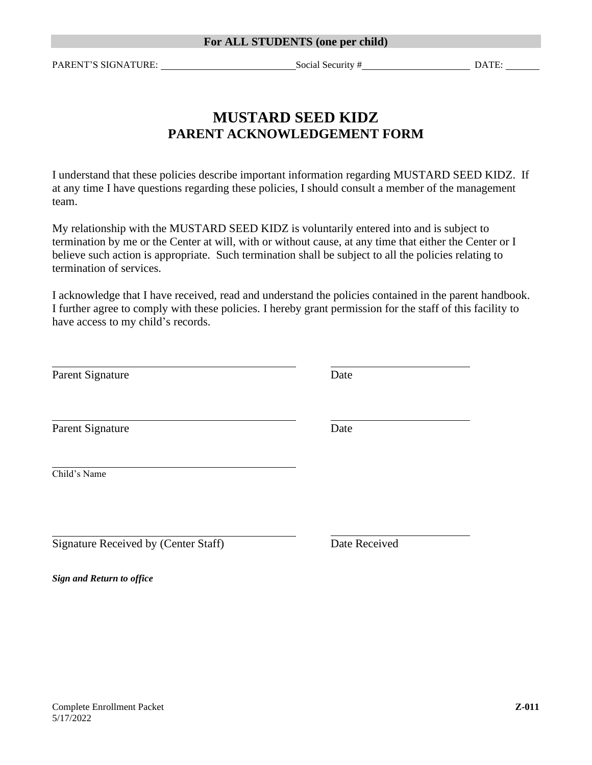**For ALL STUDENTS (one per child)**

PARENT'S SIGNATURE: ____________________ Social Security # ____________________ DATE: ________

# MUSTARD SEED KIDZ
## PARENT ACKNOWLEDGEMENT FORM

I understand that these policies describe important information regarding MUSTARD SEED KIDZ. If at any time I have questions regarding these policies, I should consult a member of the management team.

My relationship with the MUSTARD SEED KIDZ is voluntarily entered into and is subject to termination by me or the Center at will, with or without cause, at any time that either the Center or I believe such action is appropriate. Such termination shall be subject to all the policies relating to termination of services.

I acknowledge that I have received, read and understand the policies contained in the parent handbook. I further agree to comply with these policies. I hereby grant permission for the staff of this facility to have access to my child's records.

________________________________________ ____________________
Parent Signature Date

________________________________________ ____________________
Parent Signature Date

________________________________________
Child's Name

________________________________________ ____________________
Signature Received by (Center Staff) Date Received

***Sign and Return to office***

Complete Enrollment Packet
5/17/2022

**Z-011**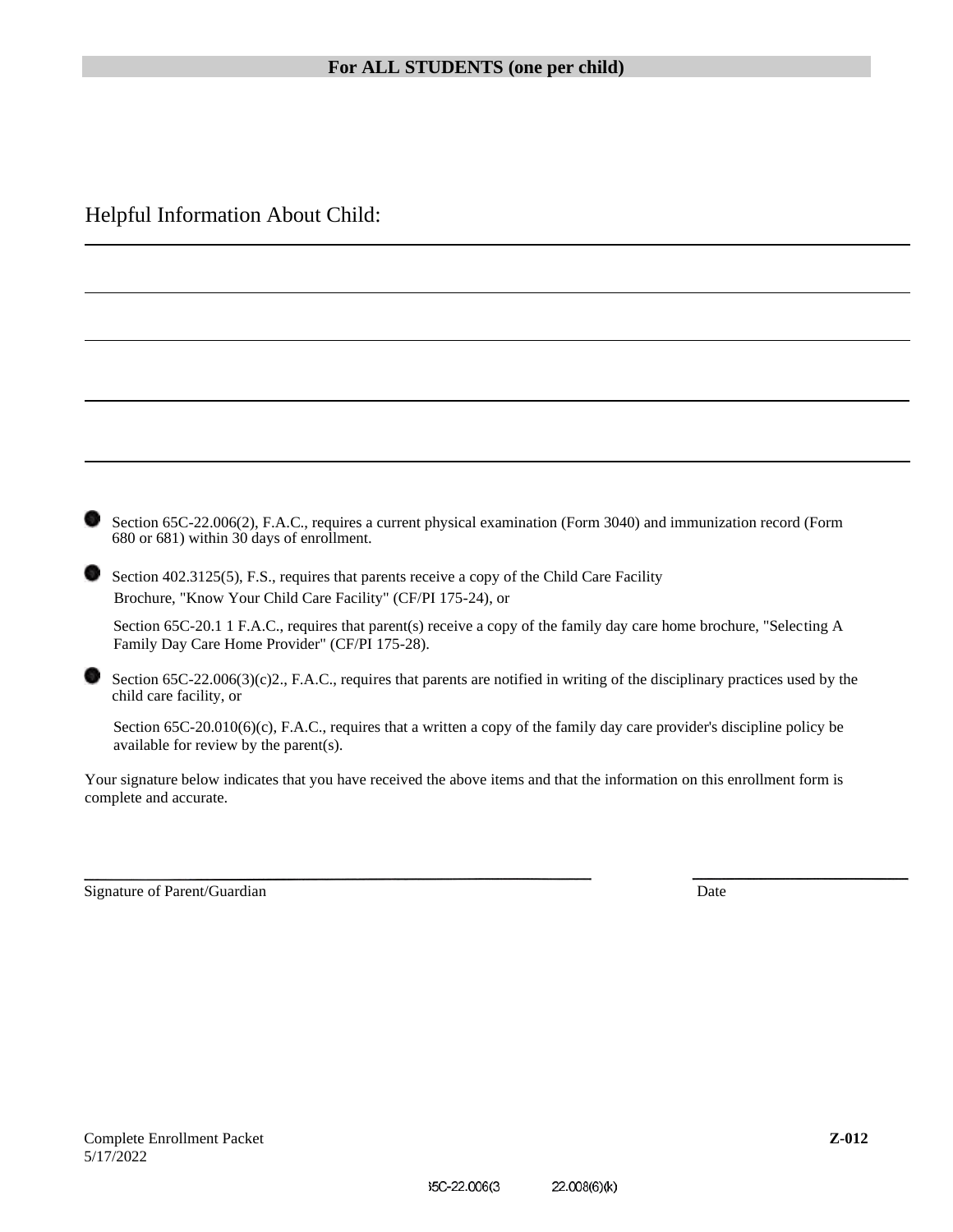**For ALL STUDENTS (one per child)**

Helpful Information About Child:

______________________________________________________________________

______________________________________________________________________

______________________________________________________________________

______________________________________________________________________

______________________________________________________________________

- Section 65C-22.006(2), F.A.C., requires a current physical examination (Form 3040) and immunization record (Form 680 or 681) within 30 days of enrollment.
- Section 402.3125(5), F.S., requires that parents receive a copy of the Child Care Facility Brochure, "Know Your Child Care Facility" (CF/PI 175-24), or

  Section 65C-20.1 1 F.A.C., requires that parent(s) receive a copy of the family day care home brochure, "Selecting A Family Day Care Home Provider" (CF/PI 175-28).
- Section 65C-22.006(3)(c)2., F.A.C., requires that parents are notified in writing of the disciplinary practices used by the child care facility, or

  Section 65C-20.010(6)(c), F.A.C., requires that a written a copy of the family day care provider's discipline policy be available for review by the parent(s).

Your signature below indicates that you have received the above items and that the information on this enrollment form is complete and accurate.

______________________________________________ ____________________

Signature of Parent/Guardian Date

Complete Enrollment Packet **Z-012**
5/17/2022

65C-22.006(3 22.008(6)(k)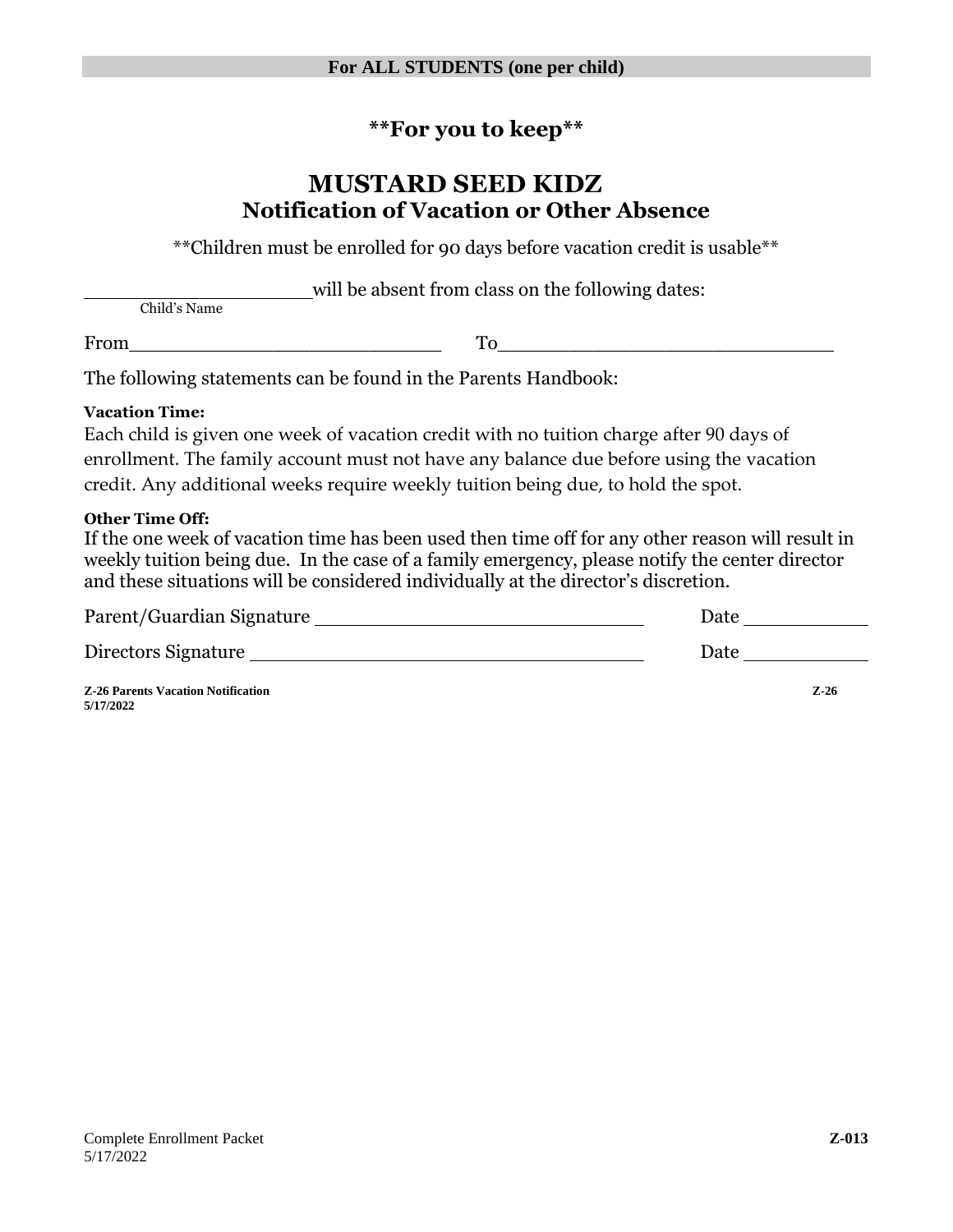**For ALL STUDENTS (one per child)**

## **For you to keep**

# MUSTARD SEED KIDZ
## Notification of Vacation or Other Absence

**Children must be enrolled for 90 days before vacation credit is usable**

____________________will be absent from class on the following dates:
Child's Name

From____________________________ To______________________________

The following statements can be found in the Parents Handbook:

**Vacation Time:**
Each child is given one week of vacation credit with no tuition charge after 90 days of enrollment. The family account must not have any balance due before using the vacation credit. Any additional weeks require weekly tuition being due, to hold the spot.

**Other Time Off:**
If the one week of vacation time has been used then time off for any other reason will result in weekly tuition being due. In the case of a family emergency, please notify the center director and these situations will be considered individually at the director's discretion.

Parent/Guardian Signature ______________________________ Date ___________

Directors Signature ___________________________________ Date ___________

**Z-26 Parents Vacation Notification** **Z-26**
**5/17/2022**

Complete Enrollment Packet **Z-013**
5/17/2022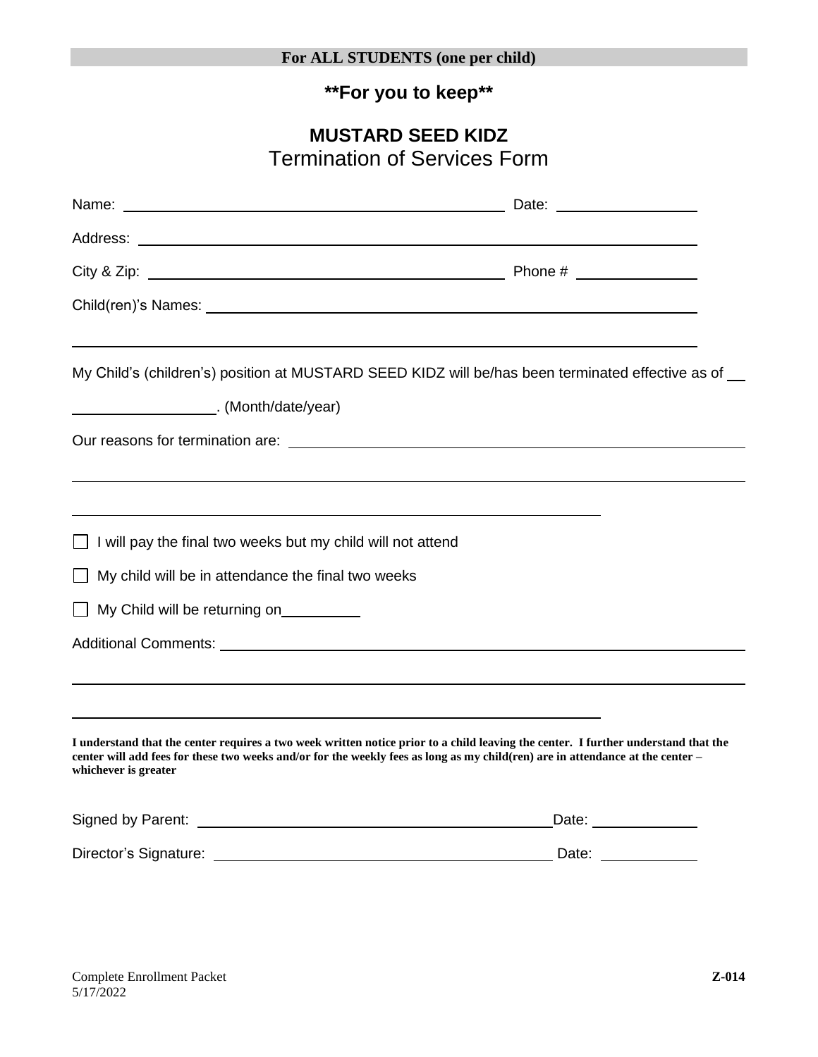**For ALL STUDENTS (one per child)**

## **For you to keep**

# MUSTARD SEED KIDZ

## Termination of Services Form

Name: ______________________________ Date: ______________

Address: ______________________________________________

City & Zip: ____________________________ Phone # ____________

Child(ren)'s Names: _____________________________________

_______________________________________________________

My Child's (children's) position at MUSTARD SEED KIDZ will be/has been terminated effective as of ______________. (Month/date/year)

Our reasons for termination are: ____________________________

_______________________________________________________

_______________________________________________________

- ☐ I will pay the final two weeks but my child will not attend
- ☐ My child will be in attendance the final two weeks
- ☐ My Child will be returning on__________

Additional Comments: ___________________________________

_______________________________________________________

_______________________________________________________

**I understand that the center requires a two week written notice prior to a child leaving the center. I further understand that the center will add fees for these two weeks and/or for the weekly fees as long as my child(ren) are in attendance at the center – whichever is greater**

Signed by Parent: ______________________________ Date: ____________

Director's Signature: ____________________________ Date: ____________

Complete Enrollment Packet
5/17/2022

**Z-014**